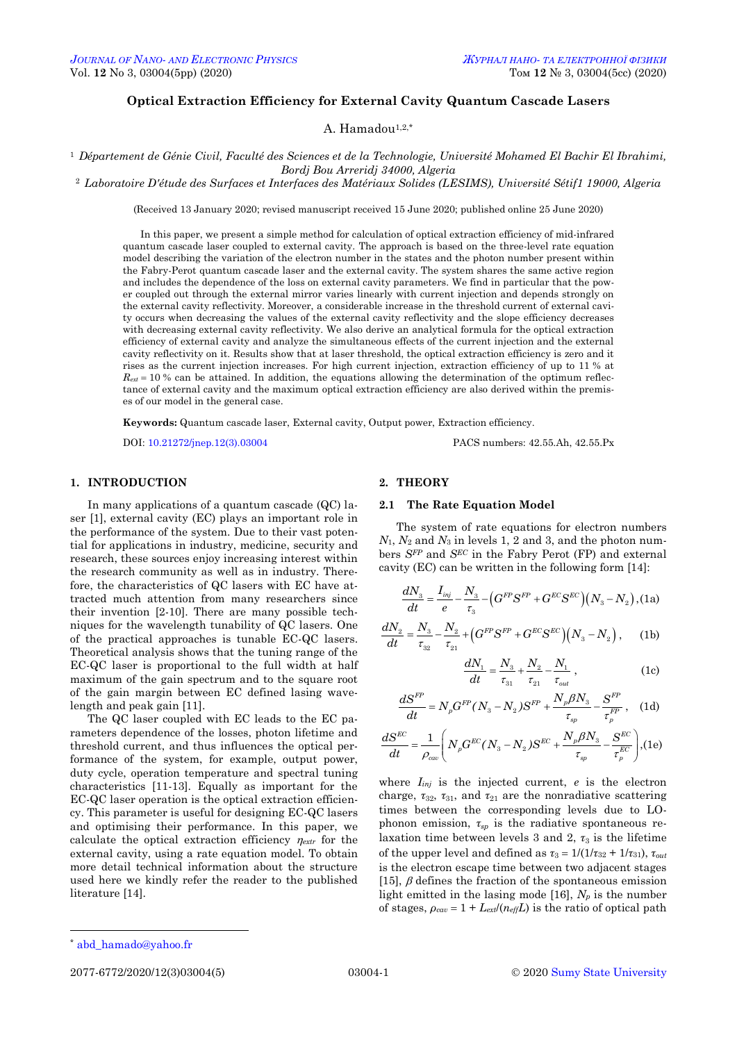# Optical Extraction Efficiency for External Cavity Quantum Cascade Lasers

A. Hamadou[1,2,*]

[1] *Département de Génie Civil, Faculté des Sciences et de la Technologie, Université Mohamed El Bachir El Ibrahimi, Bordj Bou Arreridj 34000, Algeria*

[2] *Laboratoire D'étude des Surfaces et Interfaces des Matériaux Solides (LESIMS), Université Sétif1 19000, Algeria*

(Received 13 January 2020; revised manuscript received 15 June 2020; published online 25 June 2020)

In this paper, we present a simple method for calculation of optical extraction efficiency of mid-infrared quantum cascade laser coupled to external cavity. The approach is based on the three-level rate equation model describing the variation of the electron number in the states and the photon number present within the Fabry-Perot quantum cascade laser and the external cavity. The system shares the same active region and includes the dependence of the loss on external cavity parameters. We find in particular that the power coupled out through the external mirror varies linearly with current injection and depends strongly on the external cavity reflectivity. Moreover, a considerable increase in the threshold current of external cavity occurs when decreasing the values of the external cavity reflectivity and the slope efficiency decreases with decreasing external cavity reflectivity. We also derive an analytical formula for the optical extraction efficiency of external cavity and analyze the simultaneous effects of the current injection and the external cavity reflectivity on it. Results show that at laser threshold, the optical extraction efficiency is zero and it rises as the current injection increases. For high current injection, extraction efficiency of up to 11 % at $R_{ext} = 10$ % can be attained. In addition, the equations allowing the determination of the optimum reflectance of external cavity and the maximum optical extraction efficiency are also derived within the premises of our model in the general case.

**Keywords:** Quantum cascade laser, External cavity, Output power, Extraction efficiency.

DOI: 10.21272/jnep.12(3).03004

PACS numbers: 42.55.Ah, 42.55.Px

## 1. INTRODUCTION

In many applications of a quantum cascade (QC) laser [1], external cavity (EC) plays an important role in the performance of the system. Due to their vast potential for applications in industry, medicine, security and research, these sources enjoy increasing interest within the research community as well as in industry. Therefore, the characteristics of QC lasers with EC have attracted much attention from many researchers since their invention [2-10]. There are many possible techniques for the wavelength tunability of QC lasers. One of the practical approaches is tunable EC-QC lasers. Theoretical analysis shows that the tuning range of the EC-QC laser is proportional to the full width at half maximum of the gain spectrum and to the square root of the gain margin between EC defined lasing wavelength and peak gain [11].

The QC laser coupled with EC leads to the EC parameters dependence of the losses, photon lifetime and threshold current, and thus influences the optical performance of the system, for example, output power, duty cycle, operation temperature and spectral tuning characteristics [11-13]. Equally as important for the EC-QC laser operation is the optical extraction efficiency. This parameter is useful for designing EC-QC lasers and optimising their performance. In this paper, we calculate the optical extraction efficiency $\eta_{extr}$ for the external cavity, using a rate equation model. To obtain more detail technical information about the structure used here we kindly refer the reader to the published literature [14].

## 2. THEORY

### 2.1 The Rate Equation Model

The system of rate equations for electron numbers $N_1$, $N_2$ and $N_3$ in levels 1, 2 and 3, and the photon numbers $S^{FP}$ and $S^{EC}$ in the Fabry Perot (FP) and external cavity (EC) can be written in the following form [14]:

$$\frac{dN_3}{dt} = \frac{I_{inj}}{e} - \frac{N_3}{\tau_3} - \left(G^{FP}S^{FP} + G^{EC}S^{EC}\right)\left(N_3 - N_2\right), \tag{1a}$$

$$\frac{dN_2}{dt} = \frac{N_3}{\tau_{32}} - \frac{N_2}{\tau_{21}} + \left(G^{FP}S^{FP} + G^{EC}S^{EC}\right)\left(N_3 - N_2\right), \tag{1b}$$

$$\frac{dN_1}{dt} = \frac{N_3}{\tau_{31}} + \frac{N_2}{\tau_{21}} - \frac{N_1}{\tau_{out}}, \tag{1c}$$

$$\frac{dS^{FP}}{dt} = N_p G^{FP}(N_3 - N_2)S^{FP} + \frac{N_p \beta N_3}{\tau_{sp}} - \frac{S^{FP}}{\tau_p^{FP}}, \tag{1d}$$

$$\frac{dS^{EC}}{dt} = \frac{1}{\rho_{cav}}\left(N_p G^{EC}(N_3 - N_2)S^{EC} + \frac{N_p \beta N_3}{\tau_{sp}} - \frac{S^{EC}}{\tau_p^{EC}}\right), \tag{1e}$$

where $I_{inj}$ is the injected current, $e$ is the electron charge, $\tau_{32}$, $\tau_{31}$, and $\tau_{21}$ are the nonradiative scattering times between the corresponding levels due to LO-phonon emission, $\tau_{sp}$ is the radiative spontaneous relaxation time between levels 3 and 2, $\tau_3$ is the lifetime of the upper level and defined as $\tau_3 = 1/(1/\tau_{32} + 1/\tau_{31})$, $\tau_{out}$ is the electron escape time between two adjacent stages [15], $\beta$ defines the fraction of the spontaneous emission light emitted in the lasing mode [16], $N_p$ is the number of stages, $\rho_{cav} = 1 + L_{ext}/(n_{eff}L)$ is the ratio of optical path

* abd_hamado@yahoo.fr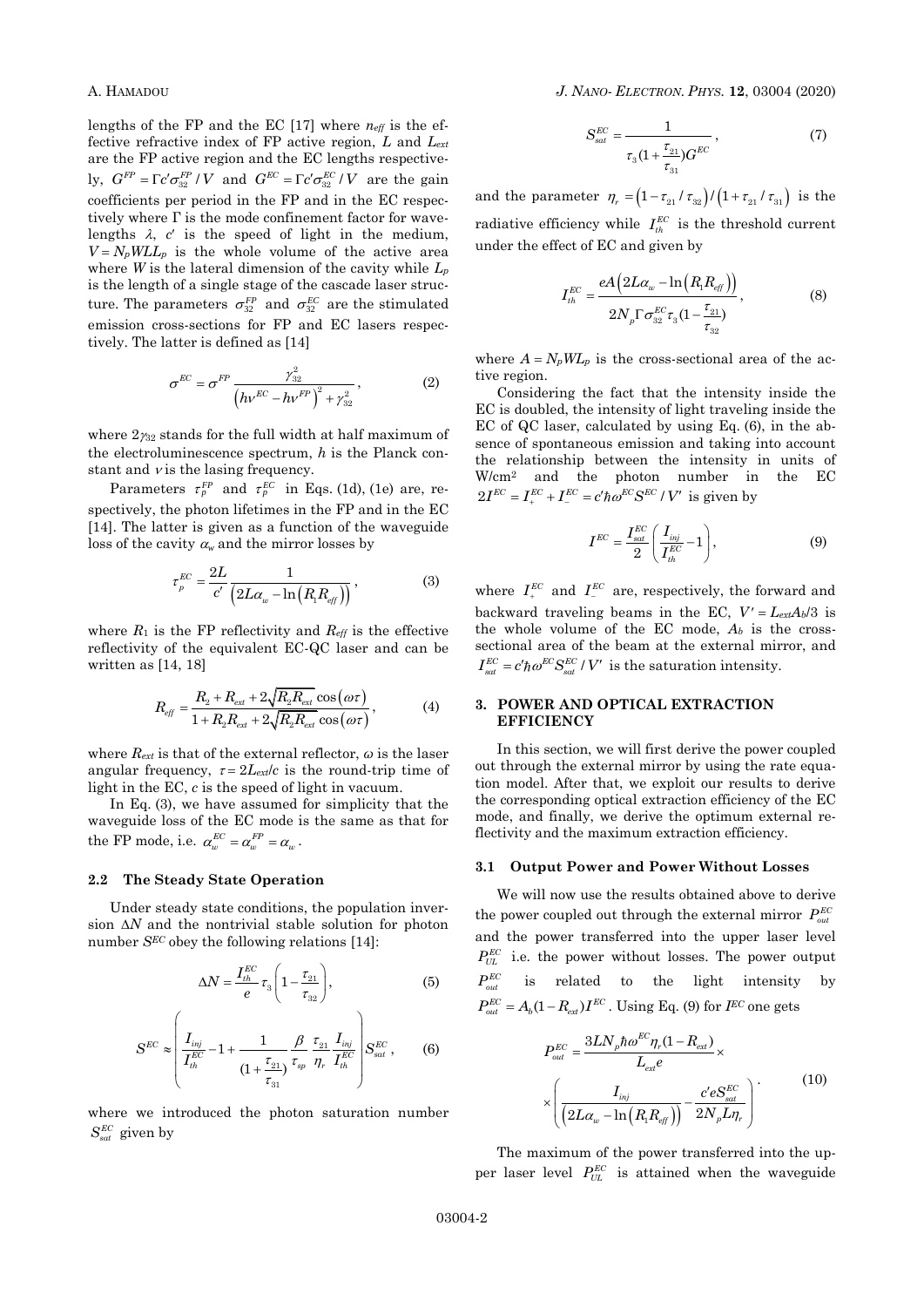lengths of the FP and the EC [17] where $n_{eff}$ is the effective refractive index of FP active region, $L$ and $L_{ext}$ are the FP active region and the EC lengths respectively, $G^{FP} = \Gamma c' \sigma_{32}^{FP} / V$ and $G^{EC} = \Gamma c' \sigma_{32}^{EC} / V$ are the gain coefficients per period in the FP and in the EC respectively where $\Gamma$ is the mode confinement factor for wavelengths $\lambda$, $c'$ is the speed of light in the medium, $V = N_p W L L_p$ is the whole volume of the active area where $W$ is the lateral dimension of the cavity while $L_p$ is the length of a single stage of the cascade laser structure. The parameters $\sigma_{32}^{FP}$ and $\sigma_{32}^{EC}$ are the stimulated emission cross-sections for FP and EC lasers respectively. The latter is defined as [14]

$$\sigma^{EC} = \sigma^{FP} \frac{\gamma_{32}^2}{\left(h\nu^{EC} - h\nu^{FP}\right)^2 + \gamma_{32}^2}, \tag{2}$$

where $2\gamma_{32}$ stands for the full width at half maximum of the electroluminescence spectrum, $h$ is the Planck constant and $\nu$ is the lasing frequency.

Parameters $\tau_p^{FP}$ and $\tau_p^{EC}$ in Eqs. (1d), (1e) are, respectively, the photon lifetimes in the FP and in the EC [14]. The latter is given as a function of the waveguide loss of the cavity $\alpha_w$ and the mirror losses by

$$\tau_p^{EC} = \frac{2L}{c'} \frac{1}{\left(2L\alpha_w - \ln\left(R_1 R_{eff}\right)\right)}, \tag{3}$$

where $R_1$ is the FP reflectivity and $R_{eff}$ is the effective reflectivity of the equivalent EC-QC laser and can be written as [14, 18]

$$R_{eff} = \frac{R_2 + R_{ext} + 2\sqrt{R_2 R_{ext}}\cos(\omega\tau)}{1 + R_2 R_{ext} + 2\sqrt{R_2 R_{ext}}\cos(\omega\tau)}, \tag{4}$$

where $R_{ext}$ is that of the external reflector, $\omega$ is the laser angular frequency, $\tau = 2L_{ext}/c$ is the round-trip time of light in the EC, $c$ is the speed of light in vacuum.

In Eq. (3), we have assumed for simplicity that the waveguide loss of the EC mode is the same as that for the FP mode, i.e. $\alpha_w^{EC} = \alpha_w^{FP} = \alpha_w$.

### 2.2 The Steady State Operation

Under steady state conditions, the population inversion $\Delta N$ and the nontrivial stable solution for photon number $S^{EC}$ obey the following relations [14]:

$$\Delta N = \frac{I_{th}^{EC}}{e} \tau_3 \left(1 - \frac{\tau_{21}}{\tau_{32}}\right), \tag{5}$$

$$S^{EC} \approx \left( \frac{I_{inj}}{I_{th}^{EC}} - 1 + \frac{1}{(1 + \frac{\tau_{21}}{\tau_{31}})} \frac{\beta}{\tau_{sp}} \frac{\tau_{21}}{\eta_r} \frac{I_{inj}}{I_{th}^{EC}} \right) S_{sat}^{EC}, \tag{6}$$

where we introduced the photon saturation number $S_{sat}^{EC}$ given by

$$S_{sat}^{EC} = \frac{1}{\tau_3 (1 + \frac{\tau_{21}}{\tau_{31}}) G^{EC}}, \tag{7}$$

and the parameter $\eta_r = \left(1 - \tau_{21}/\tau_{32}\right)/\left(1 + \tau_{21}/\tau_{31}\right)$ is the radiative efficiency while $I_{th}^{EC}$ is the threshold current under the effect of EC and given by

$$I_{th}^{EC} = \frac{eA\left(2L\alpha_w - \ln\left(R_1 R_{eff}\right)\right)}{2N_p \Gamma \sigma_{32}^{EC} \tau_3 (1 - \frac{\tau_{21}}{\tau_{32}})}, \tag{8}$$

where $A = N_p W L_p$ is the cross-sectional area of the active region.

Considering the fact that the intensity inside the EC is doubled, the intensity of light traveling inside the EC of QC laser, calculated by using Eq. (6), in the absence of spontaneous emission and taking into account the relationship between the intensity in units of W/cm$^2$ and the photon number in the EC $2I^{EC} = I_+^{EC} + I_-^{EC} = c' \hbar \omega^{EC} S^{EC} / V'$ is given by

$$I^{EC} = \frac{I_{sat}^{EC}}{2} \left( \frac{I_{inj}}{I_{th}^{EC}} - 1 \right), \tag{9}$$

where $I_+^{EC}$ and $I_-^{EC}$ are, respectively, the forward and backward traveling beams in the EC, $V' = L_{ext} A_b / 3$ is the whole volume of the EC mode, $A_b$ is the cross-sectional area of the beam at the external mirror, and $I_{sat}^{EC} = c' \hbar \omega^{EC} S_{sat}^{EC} / V'$ is the saturation intensity.

## 3. POWER AND OPTICAL EXTRACTION EFFICIENCY

In this section, we will first derive the power coupled out through the external mirror by using the rate equation model. After that, we exploit our results to derive the corresponding optical extraction efficiency of the EC mode, and finally, we derive the optimum external reflectivity and the maximum extraction efficiency.

### 3.1 Output Power and Power Without Losses

We will now use the results obtained above to derive the power coupled out through the external mirror $P_{out}^{EC}$ and the power transferred into the upper laser level $P_{UL}^{EC}$ i.e. the power without losses. The power output $P_{out}^{EC}$ is related to the light intensity by $P_{out}^{EC} = A_b (1 - R_{ext}) I^{EC}$. Using Eq. (9) for $I^{EC}$ one gets

$$P_{out}^{EC} = \frac{3LN_p \hbar \omega^{EC} \eta_r (1 - R_{ext})}{L_{ext} e} \times \left( \frac{I_{inj}}{\left(2L\alpha_w - \ln\left(R_1 R_{eff}\right)\right)} - \frac{c' e S_{sat}^{EC}}{2N_p L \eta_r} \right). \tag{10}$$

The maximum of the power transferred into the upper laser level $P_{UL}^{EC}$ is attained when the waveguide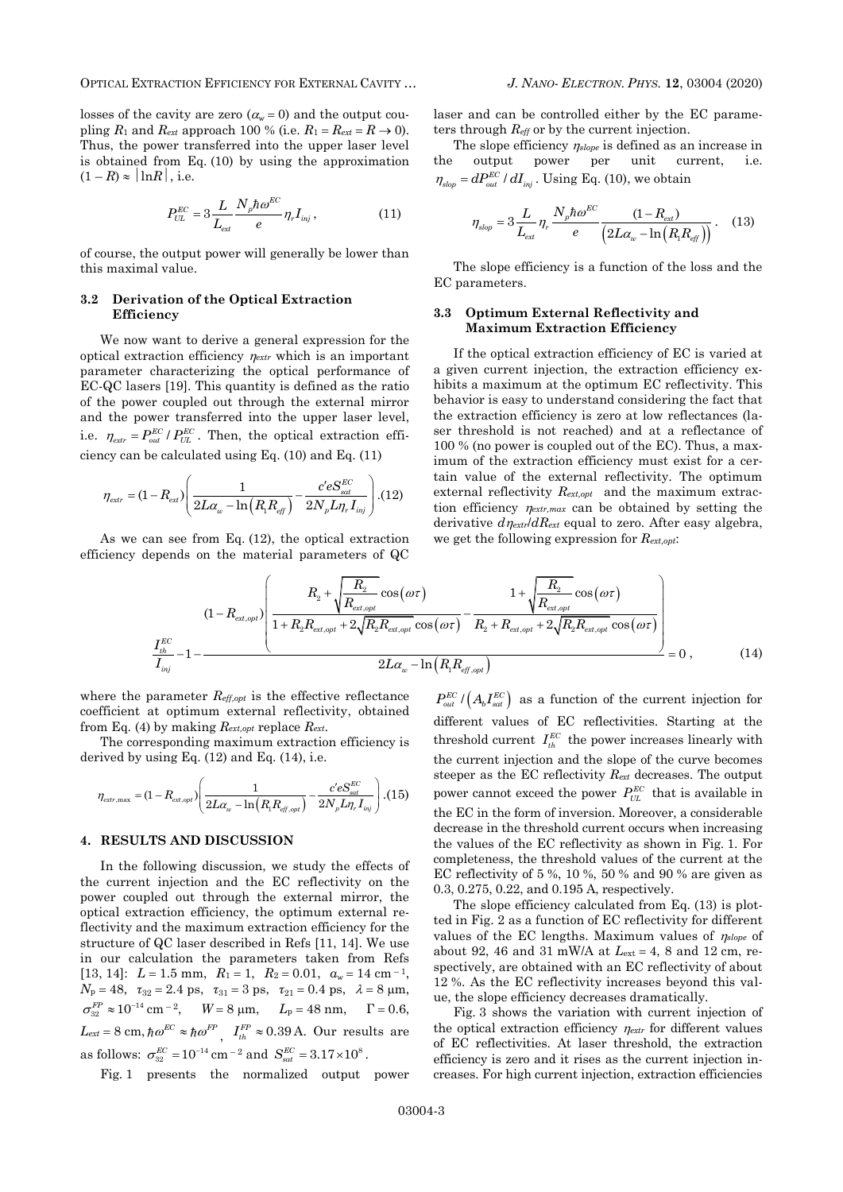losses of the cavity are zero ($\alpha_w = 0$) and the output coupling $R_1$ and $R_{ext}$ approach 100 % (i.e. $R_1 = R_{ext} = R \to 0$). Thus, the power transferred into the upper laser level is obtained from Eq. (10) by using the approximation $(1 - R) \approx |\ln R|$, i.e.

$$P_{UL}^{EC} = 3\frac{L}{L_{ext}}\frac{N_p \hbar\omega^{EC}}{e}\eta_r I_{inj}, \tag{11}$$

of course, the output power will generally be lower than this maximal value.

### 3.2 Derivation of the Optical Extraction Efficiency

We now want to derive a general expression for the optical extraction efficiency $\eta_{extr}$ which is an important parameter characterizing the optical performance of EC-QC lasers [19]. This quantity is defined as the ratio of the power coupled out through the external mirror and the power transferred into the upper laser level, i.e. $\eta_{extr} = P_{out}^{EC} / P_{UL}^{EC}$. Then, the optical extraction efficiency can be calculated using Eq. (10) and Eq. (11)

$$\eta_{extr} = (1 - R_{ext})\left(\frac{1}{2L\alpha_w - \ln\left(R_1 R_{eff}\right)} - \frac{c' e S_{sat}^{EC}}{2N_p L \eta_r I_{inj}}\right). \tag{12}$$

As we can see from Eq. (12), the optical extraction efficiency depends on the material parameters of QC laser and can be controlled either by the EC parameters through $R_{eff}$ or by the current injection.

The slope efficiency $\eta_{slope}$ is defined as an increase in the output power per unit current, i.e. $\eta_{slop} = dP_{out}^{EC} / dI_{inj}$. Using Eq. (10), we obtain

$$\eta_{slop} = 3\frac{L}{L_{ext}}\eta_r \frac{N_p \hbar\omega^{EC}}{e}\frac{(1 - R_{ext})}{\left(2L\alpha_w - \ln\left(R_1 R_{eff}\right)\right)}. \tag{13}$$

The slope efficiency is a function of the loss and the EC parameters.

### 3.3 Optimum External Reflectivity and Maximum Extraction Efficiency

If the optical extraction efficiency of EC is varied at a given current injection, the extraction efficiency exhibits a maximum at the optimum EC reflectivity. This behavior is easy to understand considering the fact that the extraction efficiency is zero at low reflectances (laser threshold is not reached) and at a reflectance of 100 % (no power is coupled out of the EC). Thus, a maximum of the extraction efficiency must exist for a certain value of the external reflectivity. The optimum external reflectivity $R_{ext,opt}$ and the maximum extraction efficiency $\eta_{extr,max}$ can be obtained by setting the derivative $d\eta_{extr}/dR_{ext}$ equal to zero. After easy algebra, we get the following expression for $R_{ext,opt}$:

$$\frac{I_{th}^{EC}}{I_{inj}} - 1 - \frac{(1 - R_{ext,opt})\left(\dfrac{R_2 + \sqrt{\dfrac{R_2}{R_{ext,opt}}}\cos(\omega\tau)}{1 + R_2 R_{ext,opt} + 2\sqrt{R_2 R_{ext,opt}}\cos(\omega\tau)} - \dfrac{1 + \sqrt{\dfrac{R_2}{R_{ext,opt}}}\cos(\omega\tau)}{R_2 + R_{ext,opt} + 2\sqrt{R_2 R_{ext,opt}}\cos(\omega\tau)}\right)}{2L\alpha_w - \ln\left(R_1 R_{eff,opt}\right)} = 0, \tag{14}$$

where the parameter $R_{eff,opt}$ is the effective reflectance coefficient at optimum external reflectivity, obtained from Eq. (4) by making $R_{ext,opt}$ replace $R_{ext}$.

The corresponding maximum extraction efficiency is derived by using Eq. (12) and Eq. (14), i.e.

$$\eta_{extr,\max} = (1 - R_{ext,opt})\left(\frac{1}{2L\alpha_w - \ln\left(R_1 R_{eff,opt}\right)} - \frac{c' e S_{sat}^{EC}}{2N_p L \eta_r I_{inj}}\right). \tag{15}$$

## 4. RESULTS AND DISCUSSION

In the following discussion, we study the effects of the current injection and the EC reflectivity on the power coupled out through the external mirror, the optical extraction efficiency, the optimum external reflectivity and the maximum extraction efficiency for the structure of QC laser described in Refs [11, 14]. We use in our calculation the parameters taken from Refs [13, 14]: $L = 1.5$ mm, $R_1 = 1$, $R_2 = 0.01$, $a_w = 14\ \text{cm}^{-1}$, $N_p = 48$, $\tau_{32} = 2.4$ ps, $\tau_{31} = 3$ ps, $\tau_{21} = 0.4$ ps, $\lambda = 8$ μm, $\sigma_{32}^{FP} \approx 10^{-14}\ \text{cm}^{-2}$, $W = 8$ μm, $L_p = 48$ nm, $\Gamma = 0.6$, $L_{ext} = 8$ cm, $\hbar\omega^{EC} \approx \hbar\omega^{FP}$, $I_{th}^{FP} \approx 0.39$ A. Our results are as follows: $\sigma_{32}^{EC} = 10^{-14}\ \text{cm}^{-2}$ and $S_{sat}^{EC} = 3.17\times10^{8}$.

Fig. 1 presents the normalized output power $P_{out}^{EC} / \left(A_b I_{sat}^{EC}\right)$ as a function of the current injection for different values of EC reflectivities. Starting at the threshold current $I_{th}^{EC}$ the power increases linearly with the current injection and the slope of the curve becomes steeper as the EC reflectivity $R_{ext}$ decreases. The output power cannot exceed the power $P_{UL}^{EC}$ that is available in the EC in the form of inversion. Moreover, a considerable decrease in the threshold current occurs when increasing the values of the EC reflectivity as shown in Fig. 1. For completeness, the threshold values of the current at the EC reflectivity of 5 %, 10 %, 50 % and 90 % are given as 0.3, 0.275, 0.22, and 0.195 A, respectively.

The slope efficiency calculated from Eq. (13) is plotted in Fig. 2 as a function of EC reflectivity for different values of the EC lengths. Maximum values of $\eta_{slope}$ of about 92, 46 and 31 mW/A at $L_{ext} = 4$, 8 and 12 cm, respectively, are obtained with an EC reflectivity of about 12 %. As the EC reflectivity increases beyond this value, the slope efficiency decreases dramatically.

Fig. 3 shows the variation with current injection of the optical extraction efficiency $\eta_{extr}$ for different values of EC reflectivities. At laser threshold, the extraction efficiency is zero and it rises as the current injection increases. For high current injection, extraction efficiencies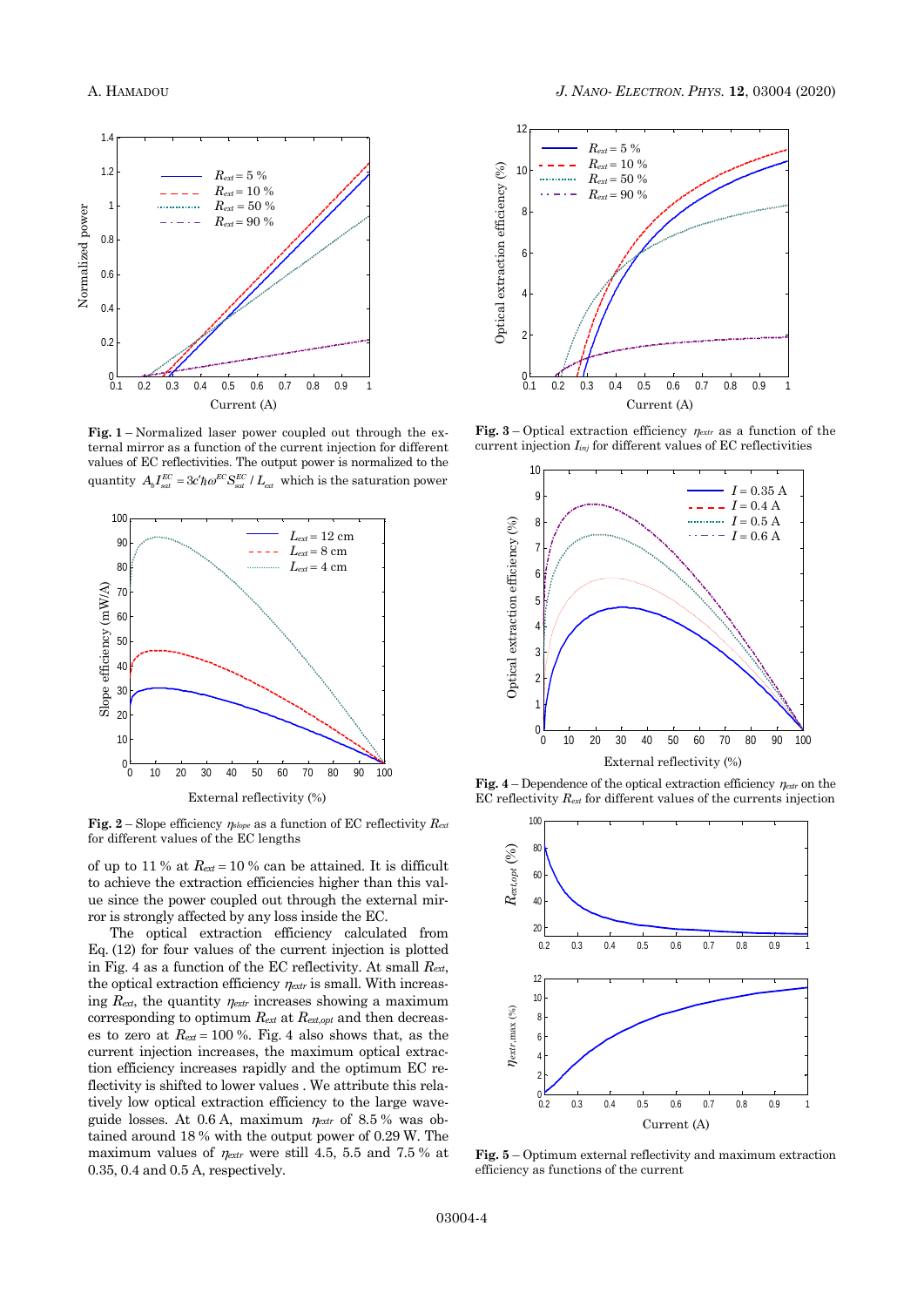**Fig. 1** – Normalized laser power coupled out through the external mirror as a function of the current injection for different values of EC reflectivities. The output power is normalized to the quantity $A_b I_{sat}^{EC} = 3c'\hbar\omega^{EC} S_{sat}^{EC} / L_{ext}$ which is the saturation power

**Fig. 2** – Slope efficiency $\eta_{slope}$ as a function of EC reflectivity $R_{ext}$ for different values of the EC lengths

of up to 11 % at $R_{ext} = 10$ % can be attained. It is difficult to achieve the extraction efficiencies higher than this value since the power coupled out through the external mirror is strongly affected by any loss inside the EC.

The optical extraction efficiency calculated from Eq. (12) for four values of the current injection is plotted in Fig. 4 as a function of the EC reflectivity. At small $R_{ext}$, the optical extraction efficiency $\eta_{extr}$ is small. With increasing $R_{ext}$, the quantity $\eta_{extr}$ increases showing a maximum corresponding to optimum $R_{ext}$ at $R_{ext,opt}$ and then decreases to zero at $R_{ext} = 100$ %. Fig. 4 also shows that, as the current injection increases, the maximum optical extraction efficiency increases rapidly and the optimum EC reflectivity is shifted to lower values . We attribute this relatively low optical extraction efficiency to the large waveguide losses. At 0.6 A, maximum $\eta_{extr}$ of 8.5 % was obtained around 18 % with the output power of 0.29 W. The maximum values of $\eta_{extr}$ were still 4.5, 5.5 and 7.5 % at 0.35, 0.4 and 0.5 A, respectively.

**Fig. 3** – Optical extraction efficiency $\eta_{extr}$ as a function of the current injection $I_{inj}$ for different values of EC reflectivities

**Fig. 4** – Dependence of the optical extraction efficiency $\eta_{extr}$ on the EC reflectivity $R_{ext}$ for different values of the currents injection

**Fig. 5** – Optimum external reflectivity and maximum extraction efficiency as functions of the current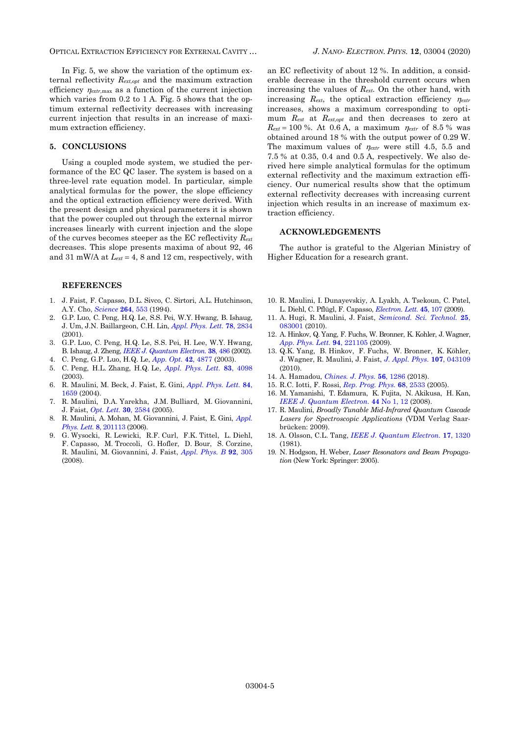In Fig. 5, we show the variation of the optimum external reflectivity $R_{ext,opt}$ and the maximum extraction efficiency $\eta_{extr,\max}$ as a function of the current injection which varies from 0.2 to 1 A. Fig. 5 shows that the optimum external reflectivity decreases with increasing current injection that results in an increase of maximum extraction efficiency.

## 5. CONCLUSIONS

Using a coupled mode system, we studied the performance of the EC QC laser. The system is based on a three-level rate equation model. In particular, simple analytical formulas for the power, the slope efficiency and the optical extraction efficiency were derived. With the present design and physical parameters it is shown that the power coupled out through the external mirror increases linearly with current injection and the slope of the curves becomes steeper as the EC reflectivity $R_{ext}$ decreases. This slope presents maxima of about 92, 46 and 31 mW/A at $L_{ext}$ = 4, 8 and 12 cm, respectively, with an EC reflectivity of about 12 %. In addition, a considerable decrease in the threshold current occurs when increasing the values of $R_{ext}$. On the other hand, with increasing $R_{ext}$, the optical extraction efficiency $\eta_{extr}$ increases, shows a maximum corresponding to optimum $R_{ext}$ at $R_{ext,opt}$ and then decreases to zero at $R_{ext}$ = 100 %. At 0.6 A, a maximum $\eta_{extr}$ of 8.5 % was obtained around 18 % with the output power of 0.29 W. The maximum values of $\eta_{extr}$ were still 4.5, 5.5 and 7.5 % at 0.35, 0.4 and 0.5 A, respectively. We also derived here simple analytical formulas for the optimum external reflectivity and the maximum extraction efficiency. Our numerical results show that the optimum external reflectivity decreases with increasing current injection which results in an increase of maximum extraction efficiency.

## ACKNOWLEDGEMENTS

The author is grateful to the Algerian Ministry of Higher Education for a research grant.

## REFERENCES

1. J. Faist, F. Capasso, D.L. Sivco, C. Sirtori, A.L. Hutchinson, A.Y. Cho, *Science* **264**, 553 (1994).
2. G.P. Luo, C. Peng, H.Q. Le, S.S. Pei, W.Y. Hwang, B. Ishaug, J. Um, J.N. Baillargeon, C.H. Lin, *Appl. Phys. Lett.* **78**, 2834 (2001).
3. G.P. Luo, C. Peng, H.Q. Le, S.S. Pei, H. Lee, W.Y. Hwang, B. Ishaug, J. Zheng, *IEEE J. Quantum Electron.* **38**, 486 (2002).
4. C. Peng, G.P. Luo, H.Q. Le, *App. Opt.* **42**, 4877 (2003).
5. C. Peng, H.L. Zhang, H.Q. Le, *Appl. Phys. Lett.* **83**, 4098 (2003).
6. R. Maulini, M. Beck, J. Faist, E. Gini, *Appl. Phys. Lett.* **84**, 1659 (2004).
7. R. Maulini, D.A. Yarekha, J.M. Bulliard, M. Giovannini, J. Faist, *Opt. Lett.* **30**, 2584 (2005).
8. R. Maulini, A. Mohan, M. Giovannini, J. Faist, E. Gini, *Appl. Phys. Lett.* **8**, 201113 (2006).
9. G. Wysocki, R. Lewicki, R.F. Curl, F.K. Tittel, L. Diehl, F. Capasso, M. Troccoli, G. Hofler, D. Bour, S. Corzine, R. Maulini, M. Giovannini, J. Faist, *Appl. Phys. B* **92**, 305 (2008).
10. R. Maulini, I. Dunayevskiy, A. Lyakh, A. Tsekoun, C. Patel, L. Diehl, C. Pflügl, F. Capasso, *Electron. Lett.* **45**, 107 (2009).
11. A. Hugi, R. Maulini, J. Faist, *Semicond. Sci. Technol.* **25**, 083001 (2010).
12. A. Hinkov, Q. Yang, F. Fuchs, W. Bronner, K. Kohler, J. Wagner, *App. Phys. Lett.* **94**, 221105 (2009).
13. Q.K. Yang, B. Hinkov, F. Fuchs, W. Bronner, K. Köhler, J. Wagner, R. Maulini, J. Faist, *J. Appl. Phys.* **107**, 043109 (2010).
14. A. Hamadou, *Chines. J. Phys.* **56**, 1286 (2018).
15. R.C. Iotti, F. Rossi, *Rep. Prog. Phys.* **68**, 2533 (2005).
16. M. Yamanishi, T. Edamura, K. Fujita, N. Akikusa, H. Kan, *IEEE J. Quantum Electron.* **44** No 1, 12 (2008).
17. R. Maulini, *Broadly Tunable Mid-Infrared Quantum Cascade Lasers for Spectroscopic Applications* (VDM Verlag Saarbrücken: 2009).
18. A. Olsson, C.L. Tang, *IEEE J. Quantum Electron.* **17**, 1320 (1981).
19. N. Hodgson, H. Weber, *Laser Resonators and Beam Propagation* (New York: Springer: 2005).